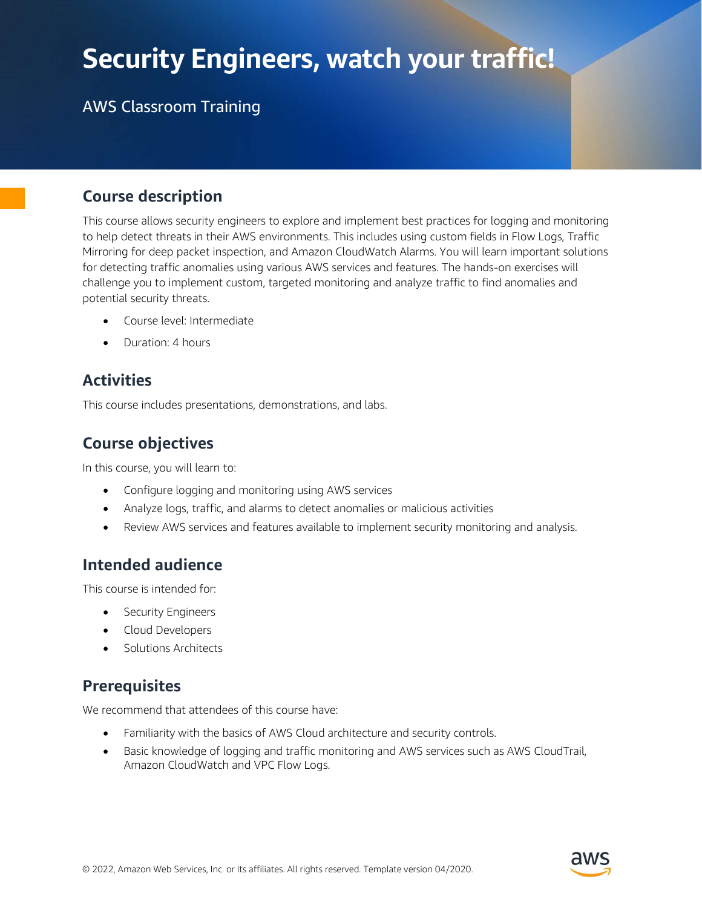# Security Engineers, watch your traffic!

AWS Classroom Training

## Course description

This course allows security engineers to explore and implement best practices for logging and monitoring to help detect threats in their AWS environments. This includes using custom fields in Flow Logs, Traffic Mirroring for deep packet inspection, and Amazon CloudWatch Alarms. You will learn important solutions for detecting traffic anomalies using various AWS services and features. The hands-on exercises will challenge you to implement custom, targeted monitoring and analyze traffic to find anomalies and potential security threats.

- Course level: Intermediate
- Duration: 4 hours

## Activities

This course includes presentations, demonstrations, and labs.

## Course objectives

In this course, you will learn to:

- Configure logging and monitoring using AWS services
- Analyze logs, traffic, and alarms to detect anomalies or malicious activities
- Review AWS services and features available to implement security monitoring and analysis.

## Intended audience

This course is intended for:

- Security Engineers
- Cloud Developers
- Solutions Architects

## Prerequisites

We recommend that attendees of this course have:

- Familiarity with the basics of AWS Cloud architecture and security controls.
- Basic knowledge of logging and traffic monitoring and AWS services such as AWS CloudTrail, Amazon CloudWatch and VPC Flow Logs.

© 2022, Amazon Web Services, Inc. or its affiliates. All rights reserved. Template version 04/2020.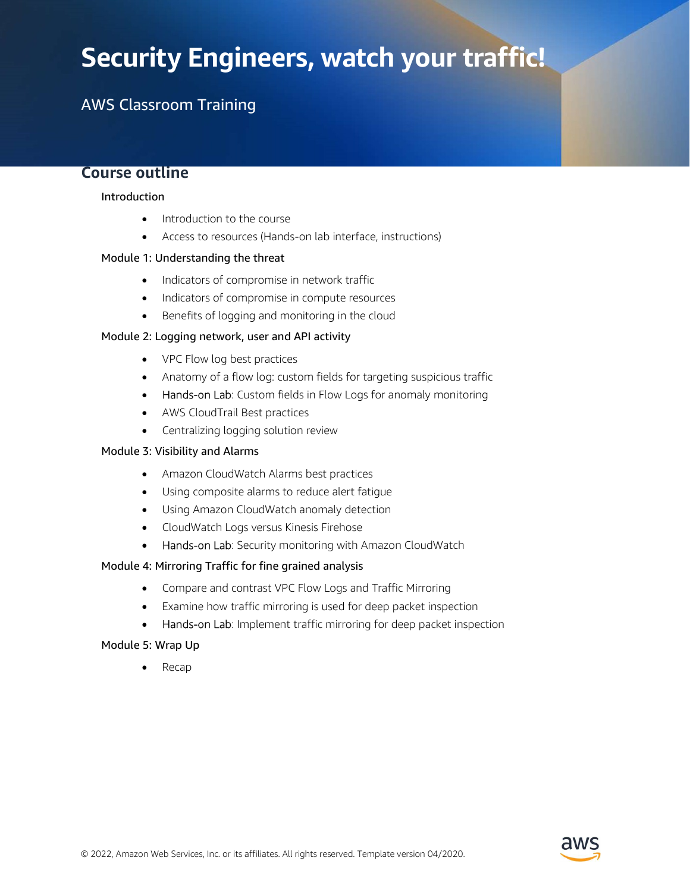# Security Engineers, watch your traffic!

AWS Classroom Training

## Course outline

### Introduction

- Introduction to the course
- Access to resources (Hands-on lab interface, instructions)

### Module 1: Understanding the threat

- Indicators of compromise in network traffic
- Indicators of compromise in compute resources
- Benefits of logging and monitoring in the cloud

### Module 2: Logging network, user and API activity

- VPC Flow log best practices
- Anatomy of a flow log: custom fields for targeting suspicious traffic
- Hands-on Lab: Custom fields in Flow Logs for anomaly monitoring
- AWS CloudTrail Best practices
- Centralizing logging solution review

### Module 3: Visibility and Alarms

- Amazon CloudWatch Alarms best practices
- Using composite alarms to reduce alert fatigue
- Using Amazon CloudWatch anomaly detection
- CloudWatch Logs versus Kinesis Firehose
- Hands-on Lab: Security monitoring with Amazon CloudWatch

### Module 4: Mirroring Traffic for fine grained analysis

- Compare and contrast VPC Flow Logs and Traffic Mirroring
- Examine how traffic mirroring is used for deep packet inspection
- Hands-on Lab: Implement traffic mirroring for deep packet inspection

### Module 5: Wrap Up

- Recap

© 2022, Amazon Web Services, Inc. or its affiliates. All rights reserved. Template version 04/2020.